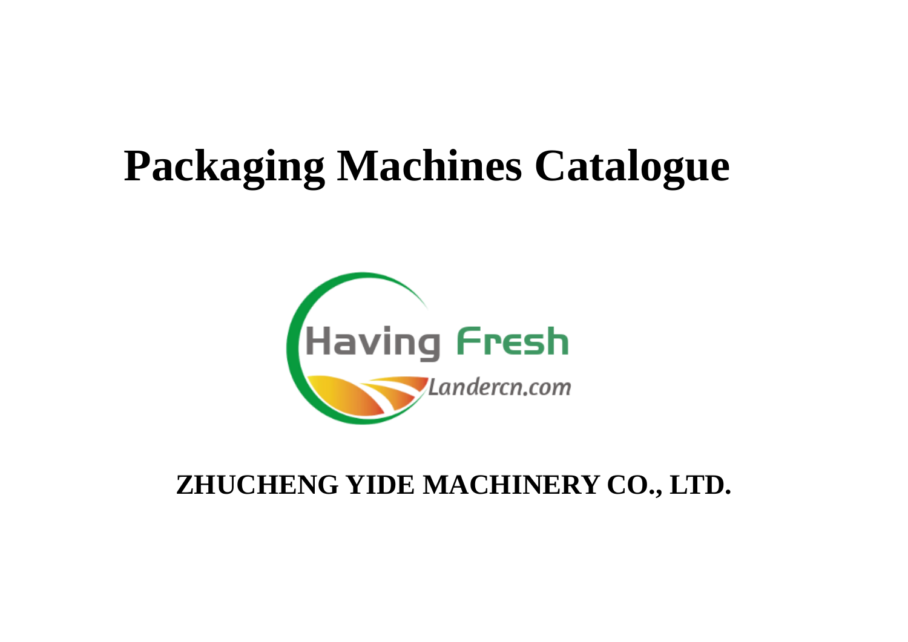# Packaging Machines Catalogue

Having Fresh

Landercn.com

**ZHUCHENG YIDE MACHINERY CO., LTD.**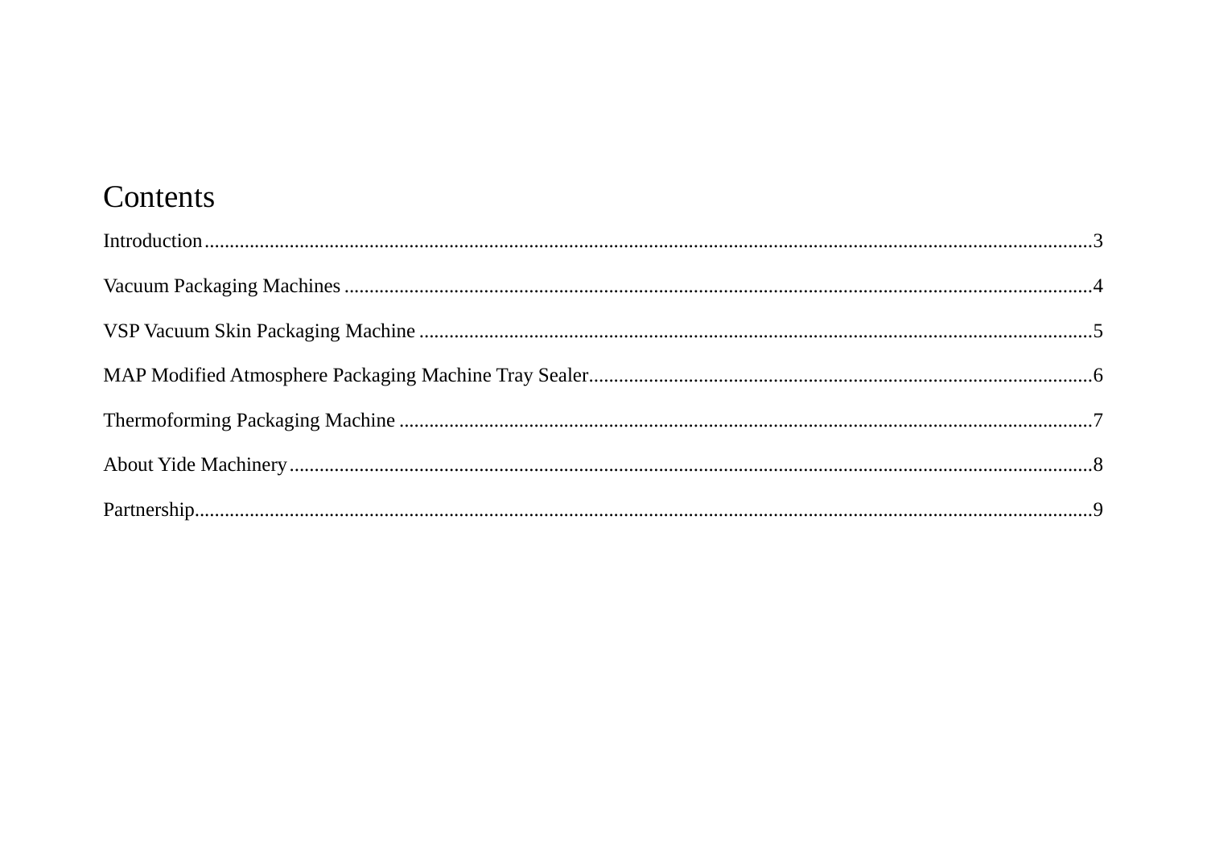# Contents

Introduction......................................................................................................................................................3

Vacuum Packaging Machines ........................................................................................................................4

VSP Vacuum Skin Packaging Machine .........................................................................................................5

MAP Modified Atmosphere Packaging Machine Tray Sealer.......................................................................6

Thermoforming Packaging Machine .............................................................................................................7

About Yide Machinery...................................................................................................................................8

Partnership....................................................................................................................................................9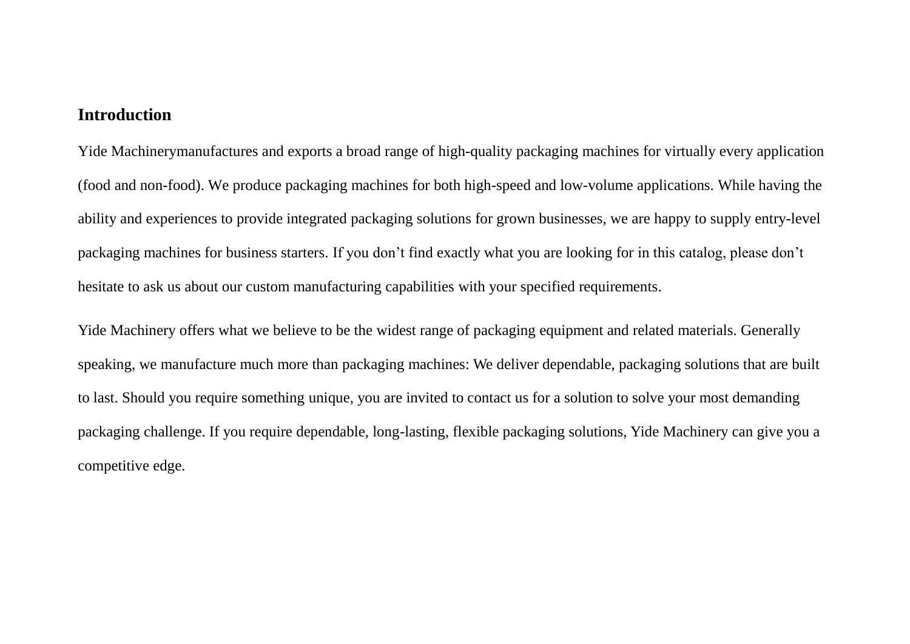## Introduction

Yide Machinerymanufactures and exports a broad range of high-quality packaging machines for virtually every application (food and non-food). We produce packaging machines for both high-speed and low-volume applications. While having the ability and experiences to provide integrated packaging solutions for grown businesses, we are happy to supply entry-level packaging machines for business starters. If you don't find exactly what you are looking for in this catalog, please don't hesitate to ask us about our custom manufacturing capabilities with your specified requirements.

Yide Machinery offers what we believe to be the widest range of packaging equipment and related materials. Generally speaking, we manufacture much more than packaging machines: We deliver dependable, packaging solutions that are built to last. Should you require something unique, you are invited to contact us for a solution to solve your most demanding packaging challenge. If you require dependable, long-lasting, flexible packaging solutions, Yide Machinery can give you a competitive edge.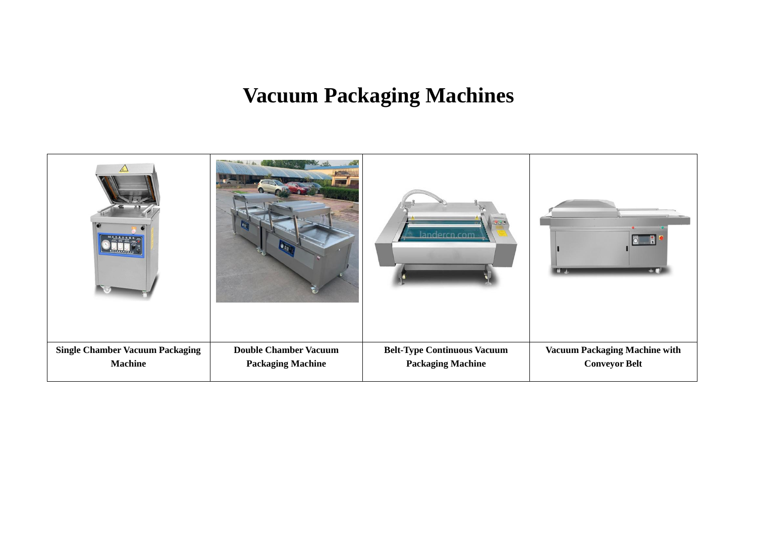# Vacuum Packaging Machines

| Single Chamber Vacuum Packaging Machine | Double Chamber Vacuum Packaging Machine | Belt-Type Continuous Vacuum Packaging Machine | Vacuum Packaging Machine with Conveyor Belt |
|---|---|---|---|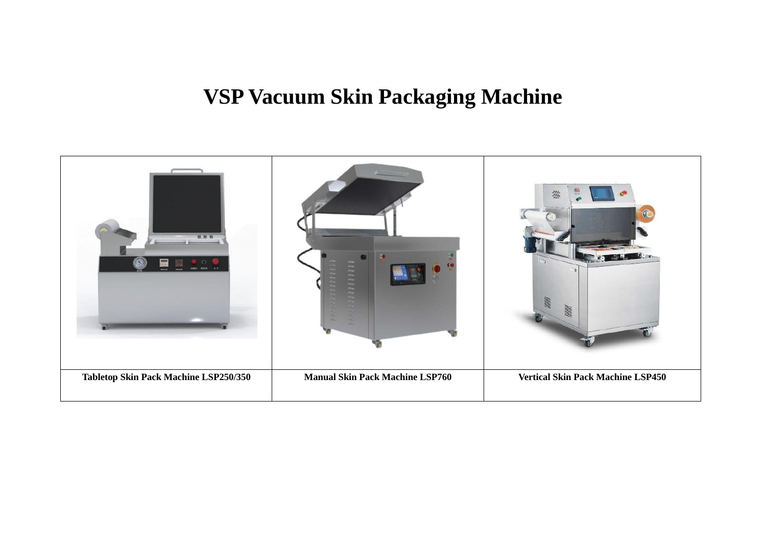# VSP Vacuum Skin Packaging Machine

| | | |
|---|---|---|
| **Tabletop Skin Pack Machine LSP250/350** | **Manual Skin Pack Machine LSP760** | **Vertical Skin Pack Machine LSP450** |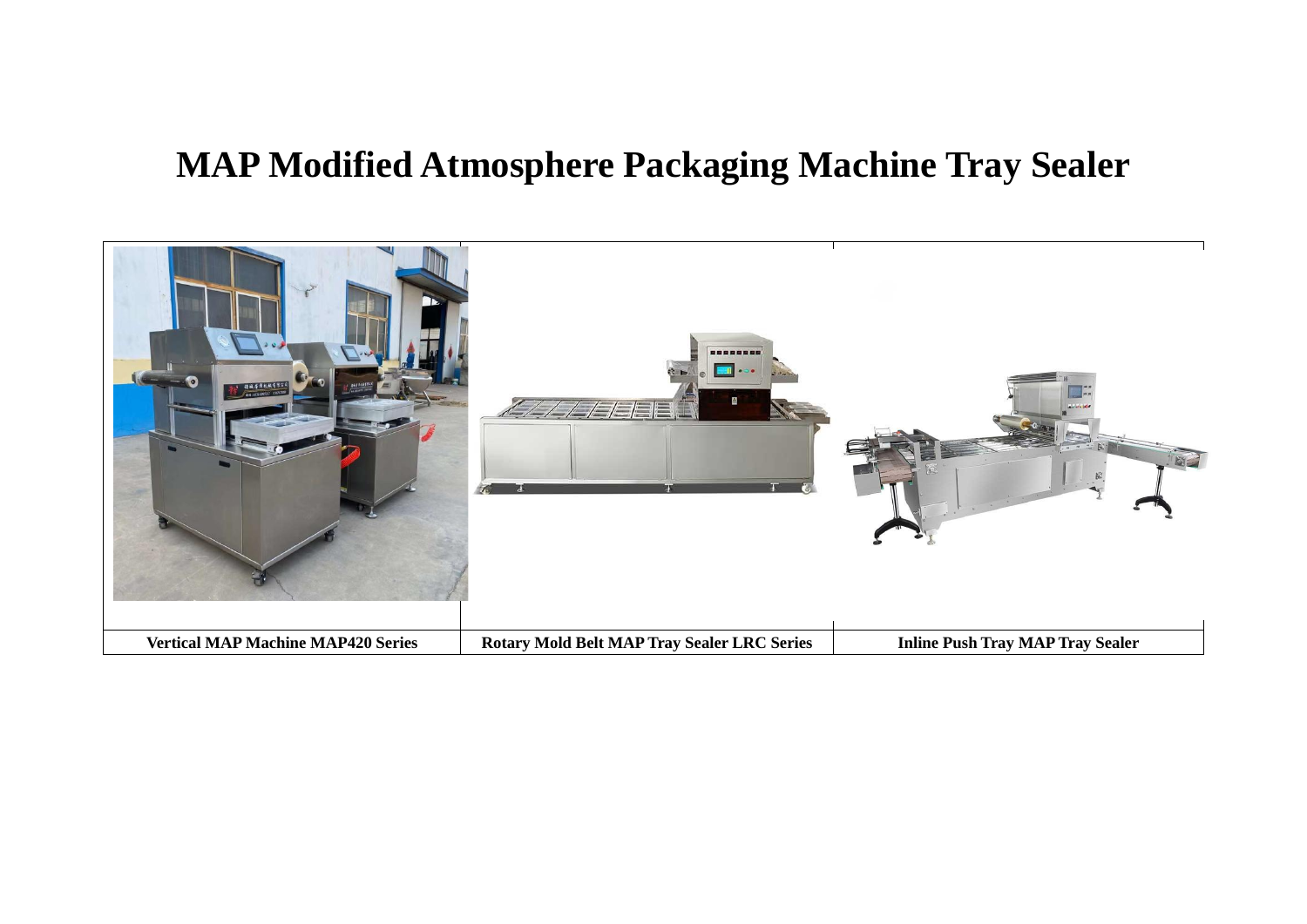# MAP Modified Atmosphere Packaging Machine Tray Sealer

| Vertical MAP Machine MAP420 Series | Rotary Mold Belt MAP Tray Sealer LRC Series | Inline Push Tray MAP Tray Sealer |
| --- | --- | --- |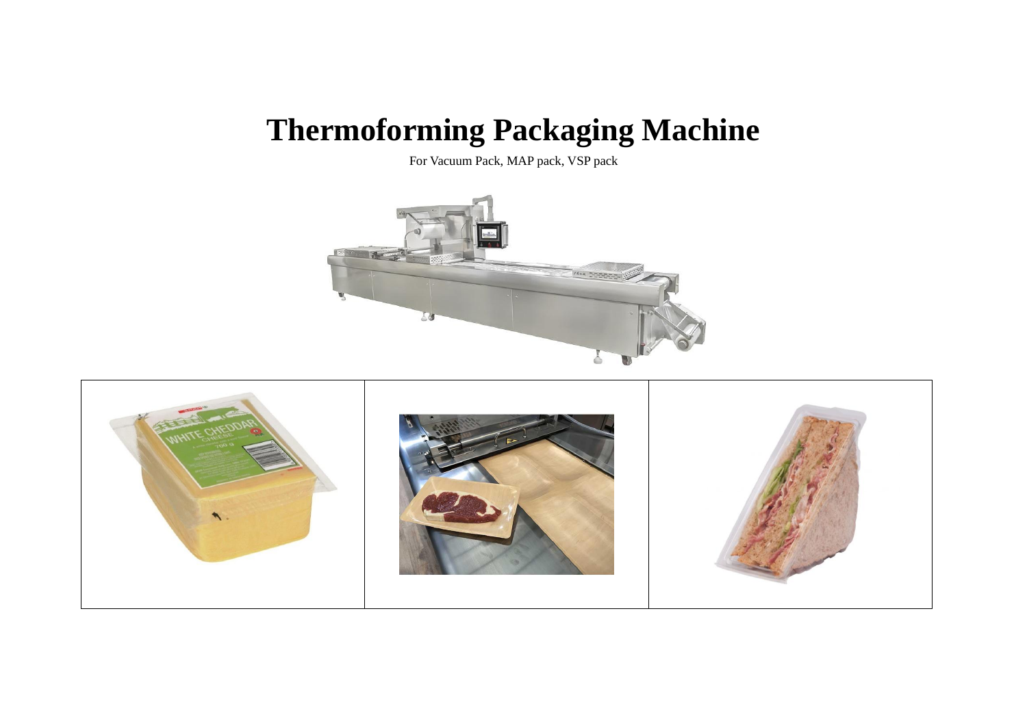# Thermoforming Packaging Machine

For Vacuum Pack, MAP pack, VSP pack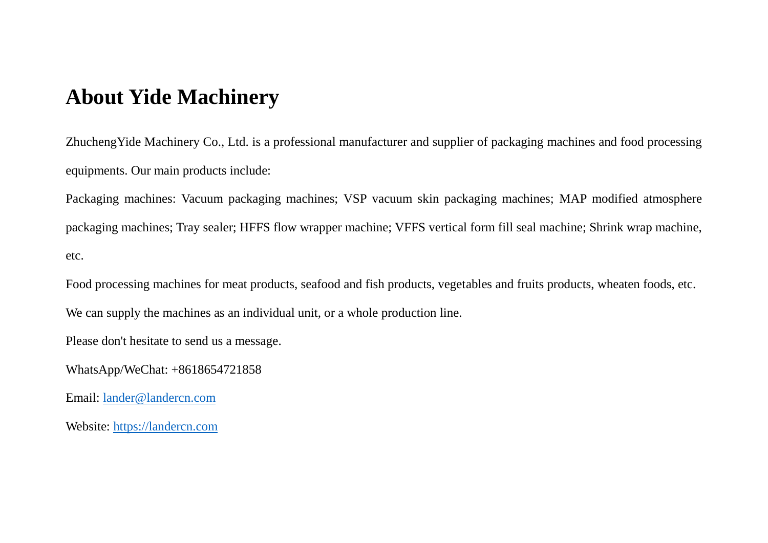# About Yide Machinery

ZhuchengYide Machinery Co., Ltd. is a professional manufacturer and supplier of packaging machines and food processing equipments. Our main products include:

Packaging machines: Vacuum packaging machines; VSP vacuum skin packaging machines; MAP modified atmosphere packaging machines; Tray sealer; HFFS flow wrapper machine; VFFS vertical form fill seal machine; Shrink wrap machine, etc.

Food processing machines for meat products, seafood and fish products, vegetables and fruits products, wheaten foods, etc.

We can supply the machines as an individual unit, or a whole production line.

Please don't hesitate to send us a message.

WhatsApp/WeChat: +8618654721858

Email: [lander@landercn.com](mailto:lander@landercn.com)

Website: [https://landercn.com](https://landercn.com)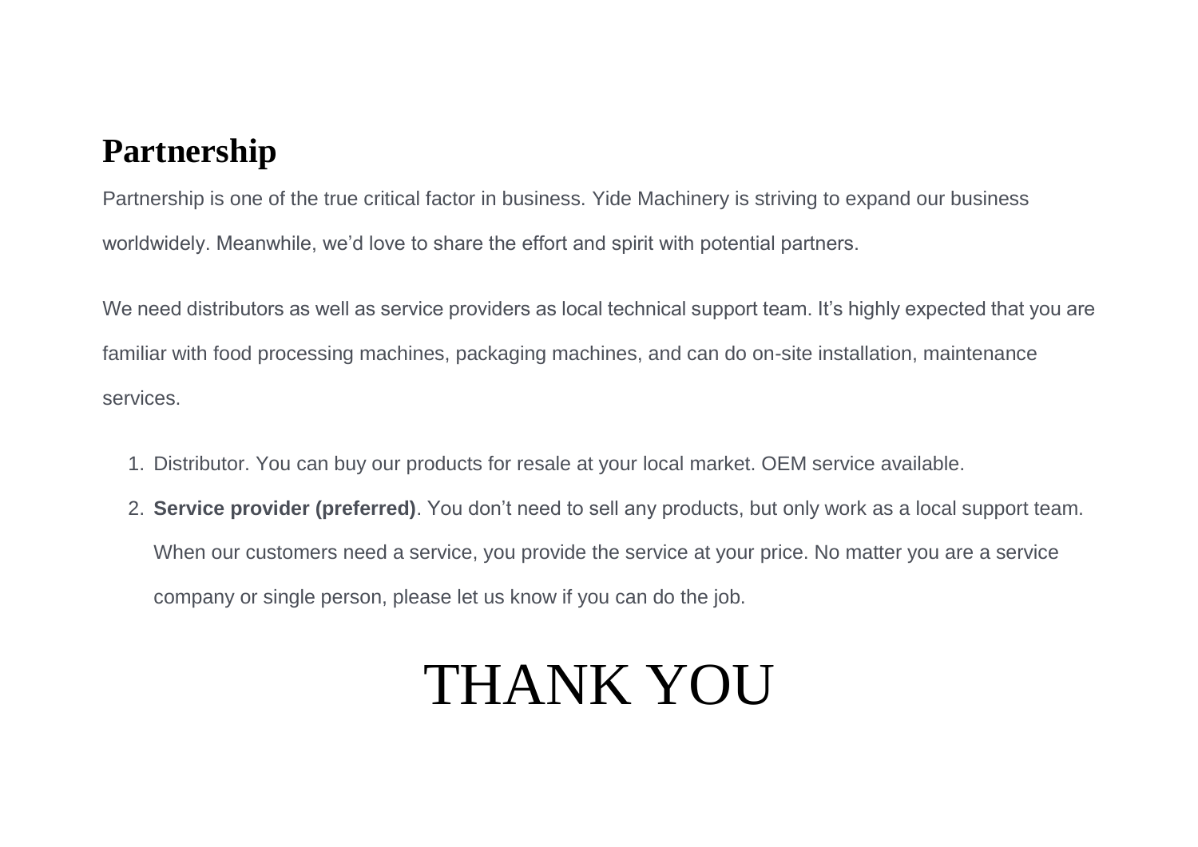## Partnership

Partnership is one of the true critical factor in business. Yide Machinery is striving to expand our business worldwidely. Meanwhile, we'd love to share the effort and spirit with potential partners.

We need distributors as well as service providers as local technical support team. It's highly expected that you are familiar with food processing machines, packaging machines, and can do on-site installation, maintenance services.

1. Distributor. You can buy our products for resale at your local market. OEM service available.
2. **Service provider (preferred)**. You don't need to sell any products, but only work as a local support team. When our customers need a service, you provide the service at your price. No matter you are a service company or single person, please let us know if you can do the job.

# THANK YOU